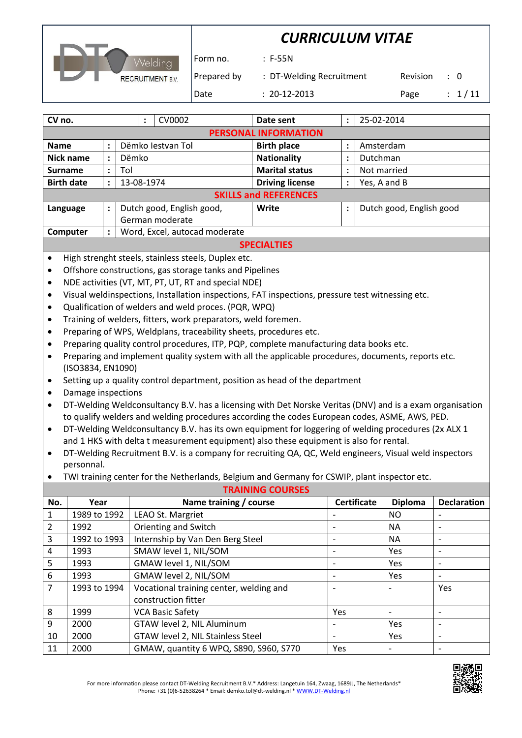# CURRICULUM VITAE

| | | | | |
|---|---|---|---|---|
| Form no. | : F-55N | | | |
| Prepared by | : DT-Welding Recruitment | Revision | : | 0 |
| Date | : 20-12-2013 | Page | : | 1 / 11 |

| **CV no.** | : | CV0002 | **Date sent** | : | 25-02-2014 |
|---|---|---|---|---|---|

## PERSONAL INFORMATION

| | | | | | |
|---|---|---|---|---|---|
| **Name** | : | Dëmko Iestvan Tol | **Birth place** | : | Amsterdam |
| **Nick name** | : | Dëmko | **Nationality** | : | Dutchman |
| **Surname** | : | Tol | **Marital status** | : | Not married |
| **Birth date** | : | 13-08-1974 | **Driving license** | : | Yes, A and B |

## SKILLS and REFERENCES

| | | | | | |
|---|---|---|---|---|---|
| **Language** | : | Dutch good, English good, German moderate | **Write** | : | Dutch good, English good |
| **Computer** | : | Word, Excel, autocad moderate | | | |

## SPECIALTIES

- High strenght steels, stainless steels, Duplex etc.
- Offshore constructions, gas storage tanks and Pipelines
- NDE activities (VT, MT, PT, UT, RT and special NDE)
- Visual weldinspections, Installation inspections, FAT inspections, pressure test witnessing etc.
- Qualification of welders and weld proces. (PQR, WPQ)
- Training of welders, fitters, work preparators, weld foremen.
- Preparing of WPS, Weldplans, traceability sheets, procedures etc.
- Preparing quality control procedures, ITP, PQP, complete manufacturing data books etc.
- Preparing and implement quality system with all the applicable procedures, documents, reports etc. (ISO3834, EN1090)
- Setting up a quality control department, position as head of the department
- Damage inspections
- DT-Welding Weldconsultancy B.V. has a licensing with Det Norske Veritas (DNV) and is a exam organisation to qualify welders and welding procedures according the codes European codes, ASME, AWS, PED.
- DT-Welding Weldconsultancy B.V. has its own equipment for loggering of welding procedures (2x ALX 1 and 1 HKS with delta t measurement equipment) also these equipment is also for rental.
- DT-Welding Recruitment B.V. is a company for recruiting QA, QC, Weld engineers, Visual weld inspectors personnal.
- TWI training center for the Netherlands, Belgium and Germany for CSWIP, plant inspector etc.

## TRAINING COURSES

| No. | Year | Name training / course | Certificate | Diploma | Declaration |
|---|---|---|---|---|---|
| 1 | 1989 to 1992 | LEAO St. Margriet | - | NO | - |
| 2 | 1992 | Orienting and Switch | - | NA | - |
| 3 | 1992 to 1993 | Internship by Van Den Berg Steel | - | NA | - |
| 4 | 1993 | SMAW level 1, NIL/SOM | - | Yes | - |
| 5 | 1993 | GMAW level 1, NIL/SOM | - | Yes | - |
| 6 | 1993 | GMAW level 2, NIL/SOM | - | Yes | - |
| 7 | 1993 to 1994 | Vocational training center, welding and construction fitter | - | - | Yes |
| 8 | 1999 | VCA Basic Safety | Yes | - | - |
| 9 | 2000 | GTAW level 2, NIL Aluminum | - | Yes | - |
| 10 | 2000 | GTAW level 2, NIL Stainless Steel | - | Yes | - |
| 11 | 2000 | GMAW, quantity 6 WPQ, S890, S960, S770 | Yes | - | - |

For more information please contact DT-Welding Recruitment B.V.* Address: Langetuin 164, Zwaag, 1689JJ, The Netherlands* Phone: +31 (0)6-52638264 * Email: demko.tol@dt-welding.nl * WWW.DT-Welding.nl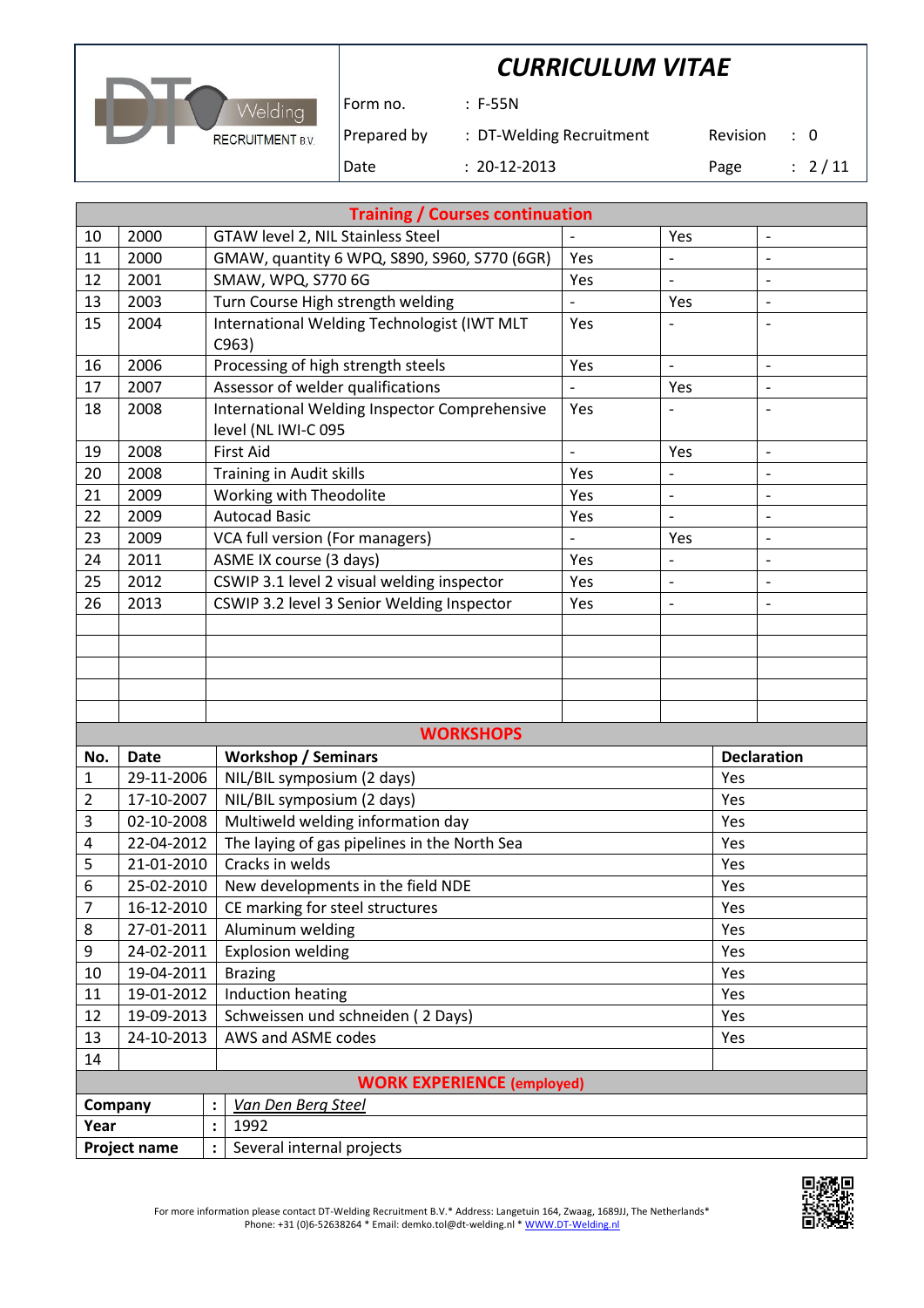# CURRICULUM VITAE

| | | | |
|---|---|---|---|
| Form no. | : F-55N | | |
| Prepared by | : DT-Welding Recruitment | Revision | : 0 |
| Date | : 20-12-2013 | | |

| Training / Courses continuation | | | | | |
|---|---|---|---|---|---|
| 10 | 2000 | GTAW level 2, NIL Stainless Steel | - | Yes | - |
| 11 | 2000 | GMAW, quantity 6 WPQ, S890, S960, S770 (6GR) | Yes | - | - |
| 12 | 2001 | SMAW, WPQ, S770 6G | Yes | - | - |
| 13 | 2003 | Turn Course High strength welding | - | Yes | - |
| 15 | 2004 | International Welding Technologist (IWT MLT C963) | Yes | - | - |
| 16 | 2006 | Processing of high strength steels | Yes | - | - |
| 17 | 2007 | Assessor of welder qualifications | - | Yes | - |
| 18 | 2008 | International Welding Inspector Comprehensive level (NL IWI-C 095 | Yes | - | - |
| 19 | 2008 | First Aid | - | Yes | - |
| 20 | 2008 | Training in Audit skills | Yes | - | - |
| 21 | 2009 | Working with Theodolite | Yes | - | - |
| 22 | 2009 | Autocad Basic | Yes | - | - |
| 23 | 2009 | VCA full version (For managers) | - | Yes | - |
| 24 | 2011 | ASME IX course (3 days) | Yes | - | - |
| 25 | 2012 | CSWIP 3.1 level 2 visual welding inspector | Yes | - | - |
| 26 | 2013 | CSWIP 3.2 level 3 Senior Welding Inspector | Yes | - | - |
| | | | | | |
| | | | | | |
| | | | | | |
| | | | | | |
| | | | | | |

## WORKSHOPS

| No. | Date | Workshop / Seminars | Declaration |
|---|---|---|---|
| 1 | 29-11-2006 | NIL/BIL symposium (2 days) | Yes |
| 2 | 17-10-2007 | NIL/BIL symposium (2 days) | Yes |
| 3 | 02-10-2008 | Multiweld welding information day | Yes |
| 4 | 22-04-2012 | The laying of gas pipelines in the North Sea | Yes |
| 5 | 21-01-2010 | Cracks in welds | Yes |
| 6 | 25-02-2010 | New developments in the field NDE | Yes |
| 7 | 16-12-2010 | CE marking for steel structures | Yes |
| 8 | 27-01-2011 | Aluminum welding | Yes |
| 9 | 24-02-2011 | Explosion welding | Yes |
| 10 | 19-04-2011 | Brazing | Yes |
| 11 | 19-01-2012 | Induction heating | Yes |
| 12 | 19-09-2013 | Schweissen und schneiden ( 2 Days) | Yes |
| 13 | 24-10-2013 | AWS and ASME codes | Yes |
| 14 | | | |

## WORK EXPERIENCE (employed)

| | | |
|---|---|---|
| **Company** | : | *Van Den Berg Steel* |
| **Year** | : | 1992 |
| **Project name** | : | Several internal projects |

For more information please contact DT-Welding Recruitment B.V.* Address: Langetuin 164, Zwaag, 1689JJ, The Netherlands*
Phone: +31 (0)6-52638264 * Email: demko.tol@dt-welding.nl * WWW.DT-Welding.nl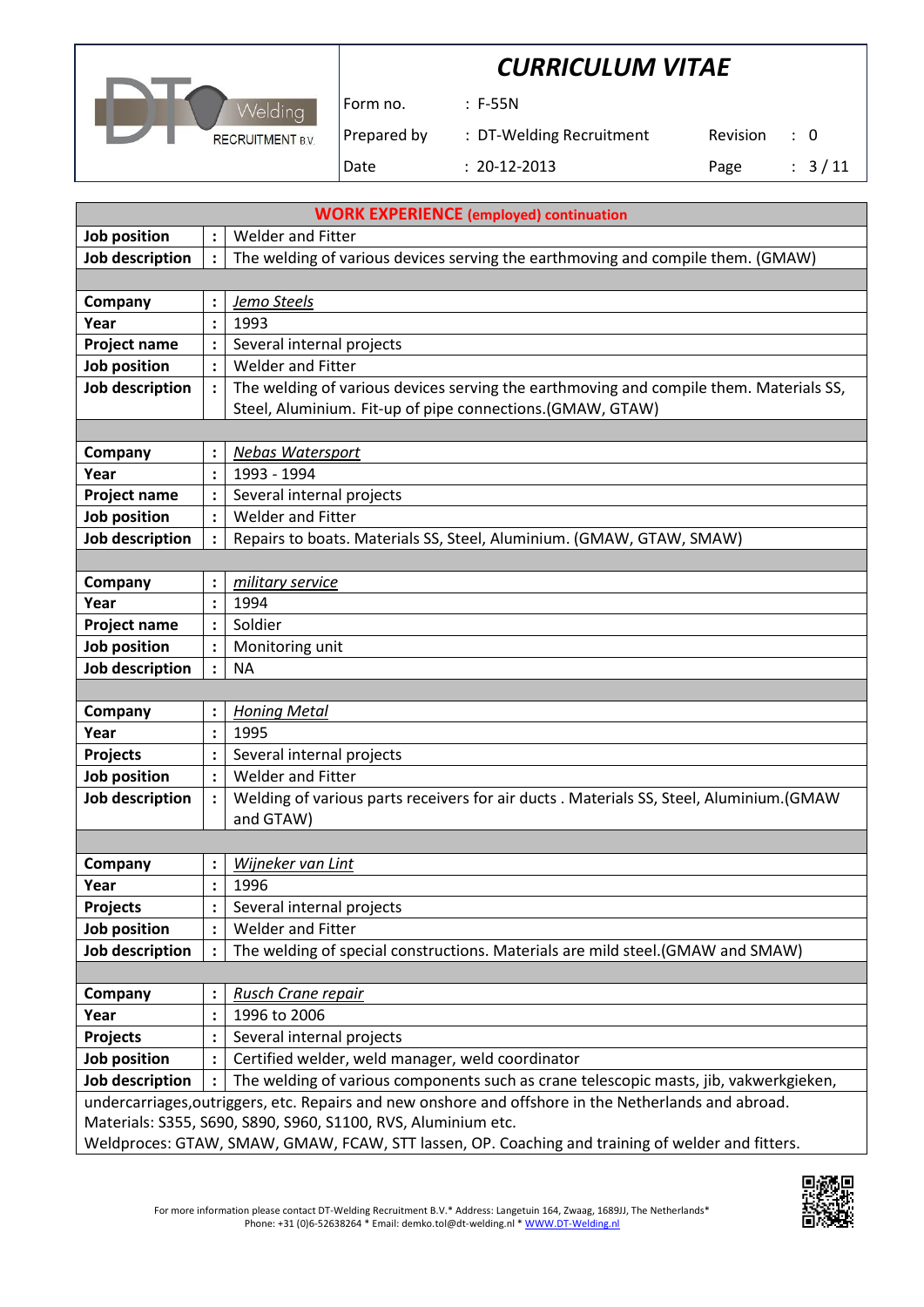# CURRICULUM VITAE

| | | | |
|---|---|---|---|
| Form no. | : F-55N | | |
| Prepared by | : DT-Welding Recruitment | Revision | : 0 |
| Date | : 20-12-2013 | Page | : 3 / 11 |

## WORK EXPERIENCE (employed) continuation

| | | |
|---|---|---|
| **Job position** | : | Welder and Fitter |
| **Job description** | : | The welding of various devices serving the earthmoving and compile them. (GMAW) |
| | | |
| **Company** | : | *Jemo Steels* |
| **Year** | : | 1993 |
| **Project name** | : | Several internal projects |
| **Job position** | : | Welder and Fitter |
| **Job description** | : | The welding of various devices serving the earthmoving and compile them. Materials SS, Steel, Aluminium. Fit-up of pipe connections.(GMAW, GTAW) |
| | | |
| **Company** | : | *Nebas Watersport* |
| **Year** | : | 1993 - 1994 |
| **Project name** | : | Several internal projects |
| **Job position** | : | Welder and Fitter |
| **Job description** | : | Repairs to boats. Materials SS, Steel, Aluminium. (GMAW, GTAW, SMAW) |
| | | |
| **Company** | : | *military service* |
| **Year** | : | 1994 |
| **Project name** | : | Soldier |
| **Job position** | : | Monitoring unit |
| **Job description** | : | NA |
| | | |
| **Company** | : | *Honing Metal* |
| **Year** | : | 1995 |
| **Projects** | : | Several internal projects |
| **Job position** | : | Welder and Fitter |
| **Job description** | : | Welding of various parts receivers for air ducts . Materials SS, Steel, Aluminium.(GMAW and GTAW) |
| | | |
| **Company** | : | *Wijneker van Lint* |
| **Year** | : | 1996 |
| **Projects** | : | Several internal projects |
| **Job position** | : | Welder and Fitter |
| **Job description** | : | The welding of special constructions. Materials are mild steel.(GMAW and SMAW) |
| | | |
| **Company** | : | *Rusch Crane repair* |
| **Year** | : | 1996 to 2006 |
| **Projects** | : | Several internal projects |
| **Job position** | : | Certified welder, weld manager, weld coordinator |
| **Job description** | : | The welding of various components such as crane telescopic masts, jib, vakwerkgieken, undercarriages,outriggers, etc. Repairs and new onshore and offshore in the Netherlands and abroad. Materials: S355, S690, S890, S960, S1100, RVS, Aluminium etc. Weldproces: GTAW, SMAW, GMAW, FCAW, STT lassen, OP. Coaching and training of welder and fitters. |

For more information please contact DT-Welding Recruitment B.V.* Address: Langetuin 164, Zwaag, 1689JJ, The Netherlands* Phone: +31 (0)6-52638264 * Email: demko.tol@dt-welding.nl * WWW.DT-Welding.nl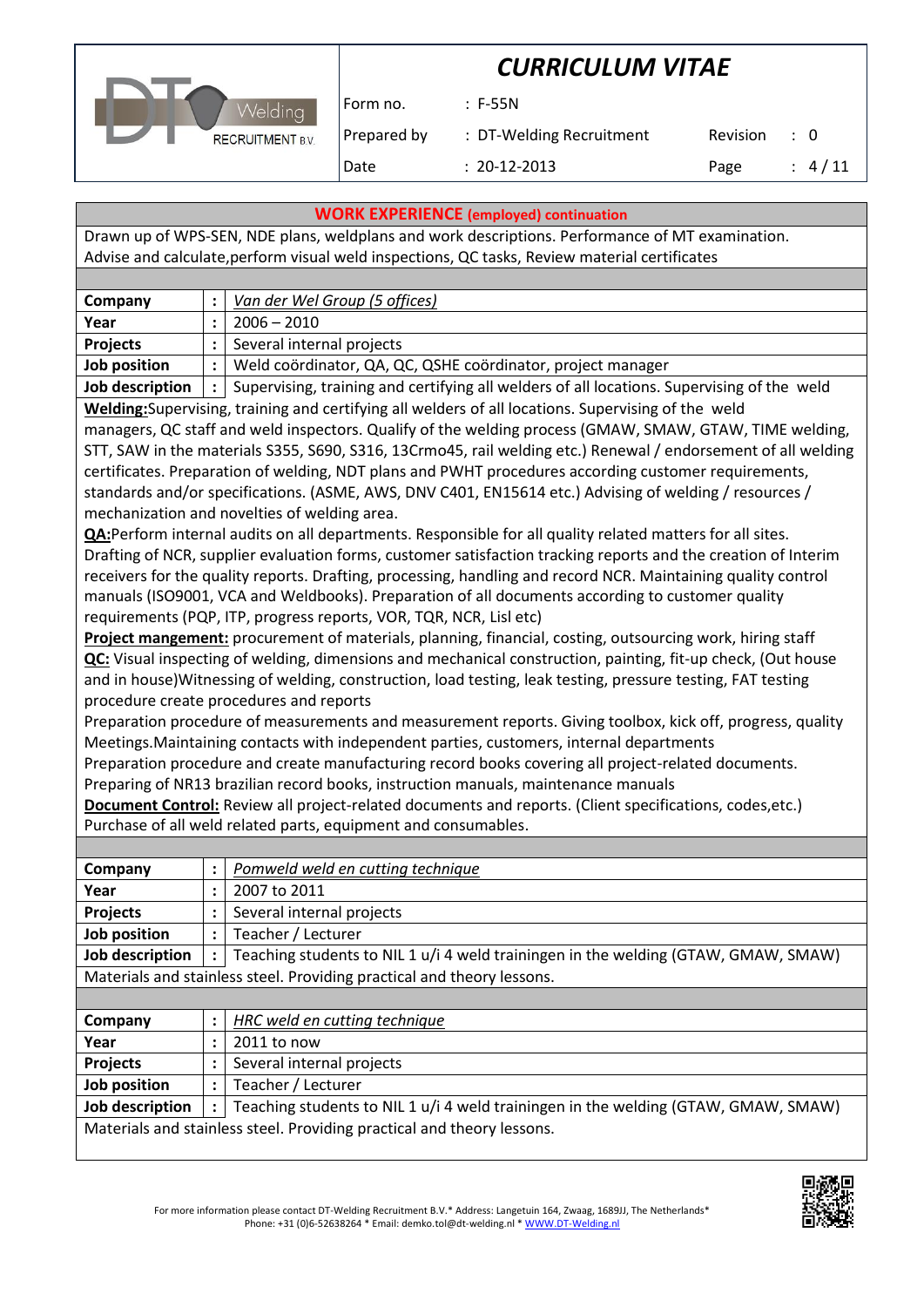## WORK EXPERIENCE (employed) continuation

Drawn up of WPS-SEN, NDE plans, weldplans and work descriptions. Performance of MT examination. Advise and calculate,perform visual weld inspections, QC tasks, Review material certificates

| | | |
|---|---|---|
| **Company** | **:** | *Van der Wel Group (5 offices)* |
| **Year** | **:** | 2006 – 2010 |
| **Projects** | **:** | Several internal projects |
| **Job position** | **:** | Weld coördinator, QA, QC, QSHE coördinator, project manager |
| **Job description** | **:** | Supervising, training and certifying all welders of all locations. Supervising of the weld |

**Welding:**Supervising, training and certifying all welders of all locations. Supervising of the weld managers, QC staff and weld inspectors. Qualify of the welding process (GMAW, SMAW, GTAW, TIME welding, STT, SAW in the materials S355, S690, S316, 13Crmo45, rail welding etc.) Renewal / endorsement of all welding certificates. Preparation of welding, NDT plans and PWHT procedures according customer requirements, standards and/or specifications. (ASME, AWS, DNV C401, EN15614 etc.) Advising of welding / resources / mechanization and novelties of welding area.

**QA:**Perform internal audits on all departments. Responsible for all quality related matters for all sites. Drafting of NCR, supplier evaluation forms, customer satisfaction tracking reports and the creation of Interim receivers for the quality reports. Drafting, processing, handling and record NCR. Maintaining quality control manuals (ISO9001, VCA and Weldbooks). Preparation of all documents according to customer quality requirements (PQP, ITP, progress reports, VOR, TQR, NCR, Lisl etc)

**Project mangement:** procurement of materials, planning, financial, costing, outsourcing work, hiring staff

**QC:** Visual inspecting of welding, dimensions and mechanical construction, painting, fit-up check, (Out house and in house)Witnessing of welding, construction, load testing, leak testing, pressure testing, FAT testing procedure create procedures and reports

Preparation procedure of measurements and measurement reports. Giving toolbox, kick off, progress, quality Meetings.Maintaining contacts with independent parties, customers, internal departments

Preparation procedure and create manufacturing record books covering all project-related documents.

Preparing of NR13 brazilian record books, instruction manuals, maintenance manuals

**Document Control:** Review all project-related documents and reports. (Client specifications, codes,etc.)

Purchase of all weld related parts, equipment and consumables.

| | | |
|---|---|---|
| **Company** | **:** | *Pomweld weld en cutting technique* |
| **Year** | **:** | 2007 to 2011 |
| **Projects** | **:** | Several internal projects |
| **Job position** | **:** | Teacher / Lecturer |
| **Job description** | **:** | Teaching students to NIL 1 u/i 4 weld trainingen in the welding (GTAW, GMAW, SMAW) |

Materials and stainless steel. Providing practical and theory lessons.

| | | |
|---|---|---|
| **Company** | **:** | *HRC weld en cutting technique* |
| **Year** | **:** | 2011 to now |
| **Projects** | **:** | Several internal projects |
| **Job position** | **:** | Teacher / Lecturer |
| **Job description** | **:** | Teaching students to NIL 1 u/i 4 weld trainingen in the welding (GTAW, GMAW, SMAW) |

Materials and stainless steel. Providing practical and theory lessons.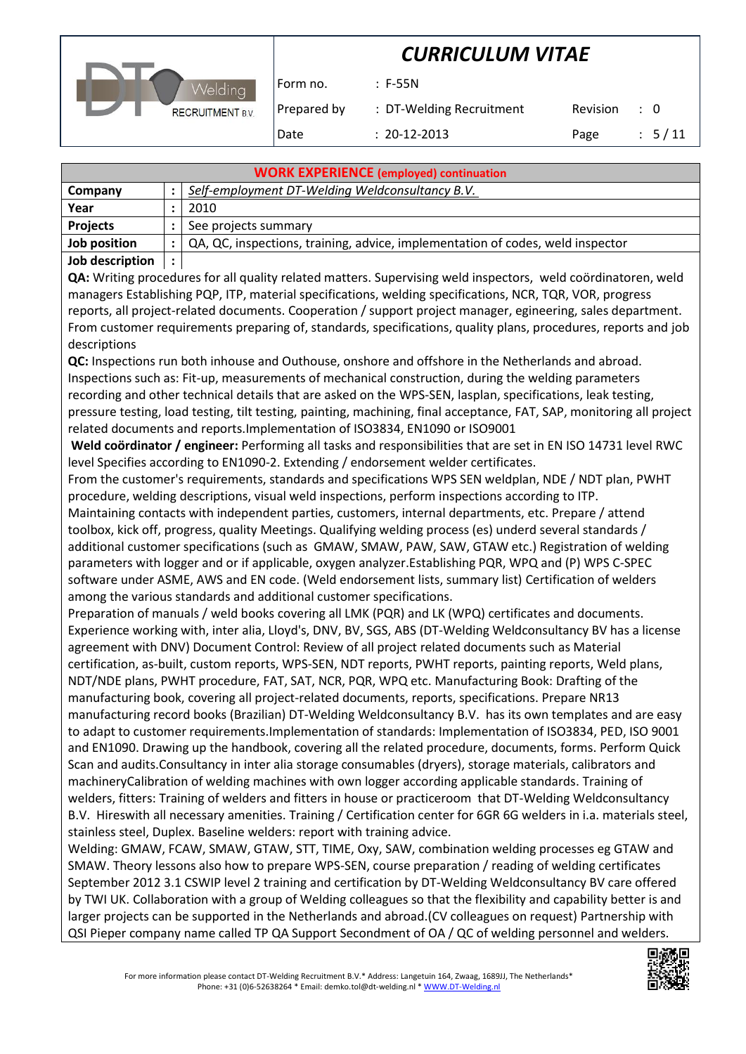| **WORK EXPERIENCE (employed) continuation** | | |
|---|---|---|
| **Company** | : | *Self-employment DT-Welding Weldconsultancy B.V.* |
| **Year** | : | 2010 |
| **Projects** | : | See projects summary |
| **Job position** | : | QA, QC, inspections, training, advice, implementation of codes, weld inspector |
| **Job description** | : | |

**QA:** Writing procedures for all quality related matters. Supervising weld inspectors, weld coördinatoren, weld managers Establishing PQP, ITP, material specifications, welding specifications, NCR, TQR, VOR, progress reports, all project-related documents. Cooperation / support project manager, egineering, sales department. From customer requirements preparing of, standards, specifications, quality plans, procedures, reports and job descriptions

**QC:** Inspections run both inhouse and Outhouse, onshore and offshore in the Netherlands and abroad. Inspections such as: Fit-up, measurements of mechanical construction, during the welding parameters recording and other technical details that are asked on the WPS-SEN, lasplan, specifications, leak testing, pressure testing, load testing, tilt testing, painting, machining, final acceptance, FAT, SAP, monitoring all project related documents and reports.Implementation of ISO3834, EN1090 or ISO9001

**Weld coördinator / engineer:** Performing all tasks and responsibilities that are set in EN ISO 14731 level RWC level Specifies according to EN1090-2. Extending / endorsement welder certificates.

From the customer's requirements, standards and specifications WPS SEN weldplan, NDE / NDT plan, PWHT procedure, welding descriptions, visual weld inspections, perform inspections according to ITP.

Maintaining contacts with independent parties, customers, internal departments, etc. Prepare / attend toolbox, kick off, progress, quality Meetings. Qualifying welding process (es) underd several standards / additional customer specifications (such as GMAW, SMAW, PAW, SAW, GTAW etc.) Registration of welding parameters with logger and or if applicable, oxygen analyzer.Establishing PQR, WPQ and (P) WPS C-SPEC software under ASME, AWS and EN code. (Weld endorsement lists, summary list) Certification of welders among the various standards and additional customer specifications.

Preparation of manuals / weld books covering all LMK (PQR) and LK (WPQ) certificates and documents. Experience working with, inter alia, Lloyd's, DNV, BV, SGS, ABS (DT-Welding Weldconsultancy BV has a license agreement with DNV) Document Control: Review of all project related documents such as Material certification, as-built, custom reports, WPS-SEN, NDT reports, PWHT reports, painting reports, Weld plans, NDT/NDE plans, PWHT procedure, FAT, SAT, NCR, PQR, WPQ etc. Manufacturing Book: Drafting of the manufacturing book, covering all project-related documents, reports, specifications. Prepare NR13 manufacturing record books (Brazilian) DT-Welding Weldconsultancy B.V. has its own templates and are easy to adapt to customer requirements.Implementation of standards: Implementation of ISO3834, PED, ISO 9001 and EN1090. Drawing up the handbook, covering all the related procedure, documents, forms. Perform Quick Scan and audits.Consultancy in inter alia storage consumables (dryers), storage materials, calibrators and machineryCalibration of welding machines with own logger according applicable standards. Training of welders, fitters: Training of welders and fitters in house or practiceroom that DT-Welding Weldconsultancy B.V. Hireswith all necessary amenities. Training / Certification center for 6GR 6G welders in i.a. materials steel, stainless steel, Duplex. Baseline welders: report with training advice.

Welding: GMAW, FCAW, SMAW, GTAW, STT, TIME, Oxy, SAW, combination welding processes eg GTAW and SMAW. Theory lessons also how to prepare WPS-SEN, course preparation / reading of welding certificates September 2012 3.1 CSWIP level 2 training and certification by DT-Welding Weldconsultancy BV care offered by TWI UK. Collaboration with a group of Welding colleagues so that the flexibility and capability better is and larger projects can be supported in the Netherlands and abroad.(CV colleagues on request) Partnership with QSI Pieper company name called TP QA Support Secondment of OA / QC of welding personnel and welders.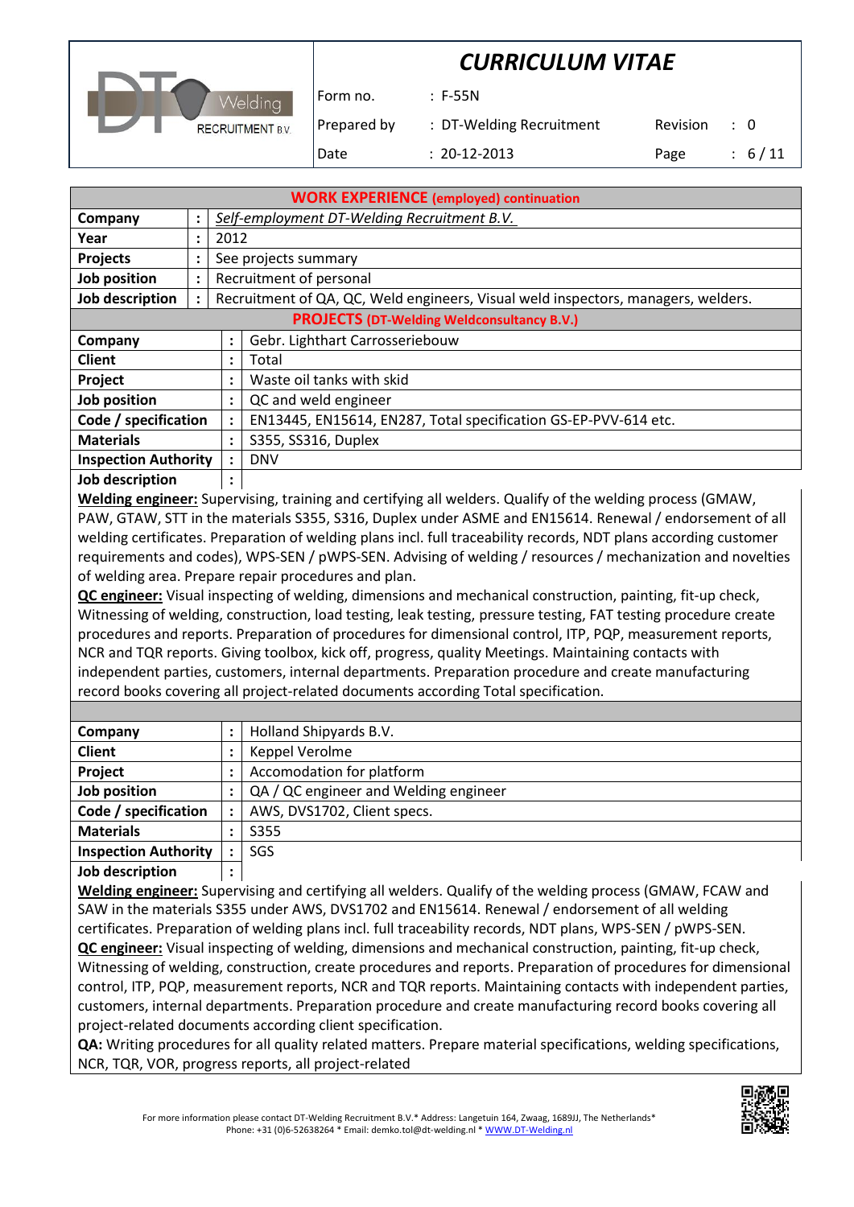## WORK EXPERIENCE (employed) continuation

| | | |
|---|---|---|
| **Company** | : | *Self-employment DT-Welding Recruitment B.V.* |
| **Year** | : | 2012 |
| **Projects** | : | See projects summary |
| **Job position** | : | Recruitment of personal |
| **Job description** | : | Recruitment of QA, QC, Weld engineers, Visual weld inspectors, managers, welders. |

## PROJECTS (DT-Welding Weldconsultancy B.V.)

| | | |
|---|---|---|
| **Company** | : | Gebr. Lighthart Carrosseriebouw |
| **Client** | : | Total |
| **Project** | : | Waste oil tanks with skid |
| **Job position** | : | QC and weld engineer |
| **Code / specification** | : | EN13445, EN15614, EN287, Total specification GS-EP-PVV-614 etc. |
| **Materials** | : | S355, SS316, Duplex |
| **Inspection Authority** | : | DNV |
| **Job description** | : | |

**Welding engineer:** Supervising, training and certifying all welders. Qualify of the welding process (GMAW, PAW, GTAW, STT in the materials S355, S316, Duplex under ASME and EN15614. Renewal / endorsement of all welding certificates. Preparation of welding plans incl. full traceability records, NDT plans according customer requirements and codes), WPS-SEN / pWPS-SEN. Advising of welding / resources / mechanization and novelties of welding area. Prepare repair procedures and plan.
**QC engineer:** Visual inspecting of welding, dimensions and mechanical construction, painting, fit-up check, Witnessing of welding, construction, load testing, leak testing, pressure testing, FAT testing procedure create procedures and reports. Preparation of procedures for dimensional control, ITP, PQP, measurement reports, NCR and TQR reports. Giving toolbox, kick off, progress, quality Meetings. Maintaining contacts with independent parties, customers, internal departments. Preparation procedure and create manufacturing record books covering all project-related documents according Total specification.

| | | |
|---|---|---|
| **Company** | : | Holland Shipyards B.V. |
| **Client** | : | Keppel Verolme |
| **Project** | : | Accomodation for platform |
| **Job position** | : | QA / QC engineer and Welding engineer |
| **Code / specification** | : | AWS, DVS1702, Client specs. |
| **Materials** | : | S355 |
| **Inspection Authority** | : | SGS |
| **Job description** | : | |

**Welding engineer:** Supervising and certifying all welders. Qualify of the welding process (GMAW, FCAW and SAW in the materials S355 under AWS, DVS1702 and EN15614. Renewal / endorsement of all welding certificates. Preparation of welding plans incl. full traceability records, NDT plans, WPS-SEN / pWPS-SEN.
**QC engineer:** Visual inspecting of welding, dimensions and mechanical construction, painting, fit-up check, Witnessing of welding, construction, create procedures and reports. Preparation of procedures for dimensional control, ITP, PQP, measurement reports, NCR and TQR reports. Maintaining contacts with independent parties, customers, internal departments. Preparation procedure and create manufacturing record books covering all project-related documents according client specification.
**QA:** Writing procedures for all quality related matters. Prepare material specifications, welding specifications, NCR, TQR, VOR, progress reports, all project-related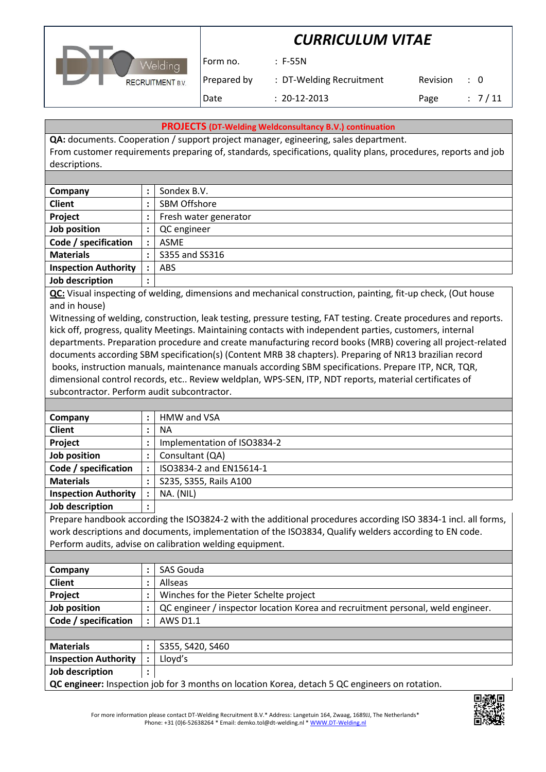## PROJECTS (DT-Welding Weldconsultancy B.V.) continuation

**QA:** documents. Cooperation / support project manager, egineering, sales department.
From customer requirements preparing of, standards, specifications, quality plans, procedures, reports and job descriptions.

| | | |
|---|---|---|
| **Company** | : | Sondex B.V. |
| **Client** | : | SBM Offshore |
| **Project** | : | Fresh water generator |
| **Job position** | : | QC engineer |
| **Code / specification** | : | ASME |
| **Materials** | : | S355 and SS316 |
| **Inspection Authority** | : | ABS |
| **Job description** | : | |

**QC:** Visual inspecting of welding, dimensions and mechanical construction, painting, fit-up check, (Out house and in house)
Witnessing of welding, construction, leak testing, pressure testing, FAT testing. Create procedures and reports. kick off, progress, quality Meetings. Maintaining contacts with independent parties, customers, internal departments. Preparation procedure and create manufacturing record books (MRB) covering all project-related documents according SBM specification(s) (Content MRB 38 chapters). Preparing of NR13 brazilian record books, instruction manuals, maintenance manuals according SBM specifications. Prepare ITP, NCR, TQR, dimensional control records, etc.. Review weldplan, WPS-SEN, ITP, NDT reports, material certificates of subcontractor. Perform audit subcontractor.

| | | |
|---|---|---|
| **Company** | : | HMW and VSA |
| **Client** | : | NA |
| **Project** | : | Implementation of ISO3834-2 |
| **Job position** | : | Consultant (QA) |
| **Code / specification** | : | ISO3834-2 and EN15614-1 |
| **Materials** | : | S235, S355, Rails A100 |
| **Inspection Authority** | : | NA. (NIL) |
| **Job description** | : | |

Prepare handbook according the ISO3824-2 with the additional procedures according ISO 3834-1 incl. all forms, work descriptions and documents, implementation of the ISO3834, Qualify welders according to EN code. Perform audits, advise on calibration welding equipment.

| | | |
|---|---|---|
| **Company** | : | SAS Gouda |
| **Client** | : | Allseas |
| **Project** | : | Winches for the Pieter Schelte project |
| **Job position** | : | QC engineer / inspector location Korea and recruitment personal, weld engineer. |
| **Code / specification** | : | AWS D1.1 |
| **Materials** | : | S355, S420, S460 |
| **Inspection Authority** | : | Lloyd's |
| **Job description** | : | |

**QC engineer:** Inspection job for 3 months on location Korea, detach 5 QC engineers on rotation.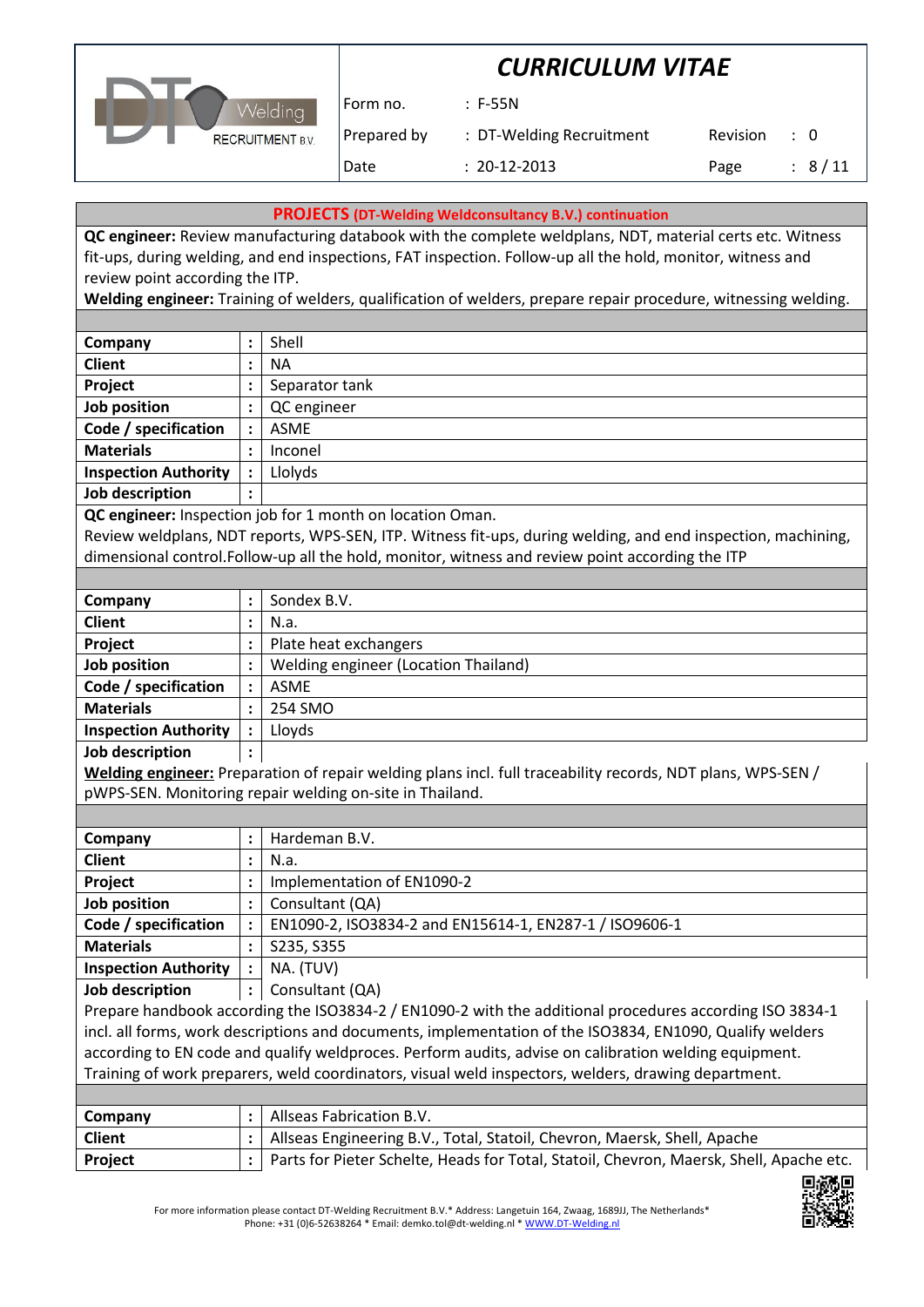**PROJECTS (DT-Welding Weldconsultancy B.V.) continuation**

**QC engineer:** Review manufacturing databook with the complete weldplans, NDT, material certs etc. Witness fit-ups, during welding, and end inspections, FAT inspection. Follow-up all the hold, monitor, witness and review point according the ITP.
**Welding engineer:** Training of welders, qualification of welders, prepare repair procedure, witnessing welding.

| | | |
|---|---|---|
| **Company** | : | Shell |
| **Client** | : | NA |
| **Project** | : | Separator tank |
| **Job position** | : | QC engineer |
| **Code / specification** | : | ASME |
| **Materials** | : | Inconel |
| **Inspection Authority** | : | Llolyds |
| **Job description** | : | |

**QC engineer:** Inspection job for 1 month on location Oman.
Review weldplans, NDT reports, WPS-SEN, ITP. Witness fit-ups, during welding, and end inspection, machining, dimensional control.Follow-up all the hold, monitor, witness and review point according the ITP

| | | |
|---|---|---|
| **Company** | : | Sondex B.V. |
| **Client** | : | N.a. |
| **Project** | : | Plate heat exchangers |
| **Job position** | : | Welding engineer (Location Thailand) |
| **Code / specification** | : | ASME |
| **Materials** | : | 254 SMO |
| **Inspection Authority** | : | Lloyds |
| **Job description** | : | |

**Welding engineer:** Preparation of repair welding plans incl. full traceability records, NDT plans, WPS-SEN / pWPS-SEN. Monitoring repair welding on-site in Thailand.

| | | |
|---|---|---|
| **Company** | : | Hardeman B.V. |
| **Client** | : | N.a. |
| **Project** | : | Implementation of EN1090-2 |
| **Job position** | : | Consultant (QA) |
| **Code / specification** | : | EN1090-2, ISO3834-2 and EN15614-1, EN287-1 / ISO9606-1 |
| **Materials** | : | S235, S355 |
| **Inspection Authority** | : | NA. (TUV) |
| **Job description** | : | Consultant (QA) |

Prepare handbook according the ISO3834-2 / EN1090-2 with the additional procedures according ISO 3834-1 incl. all forms, work descriptions and documents, implementation of the ISO3834, EN1090, Qualify welders according to EN code and qualify weldproces. Perform audits, advise on calibration welding equipment. Training of work preparers, weld coordinators, visual weld inspectors, welders, drawing department.

| | | |
|---|---|---|
| **Company** | : | Allseas Fabrication B.V. |
| **Client** | : | Allseas Engineering B.V., Total, Statoil, Chevron, Maersk, Shell, Apache |
| **Project** | : | Parts for Pieter Schelte, Heads for Total, Statoil, Chevron, Maersk, Shell, Apache etc. |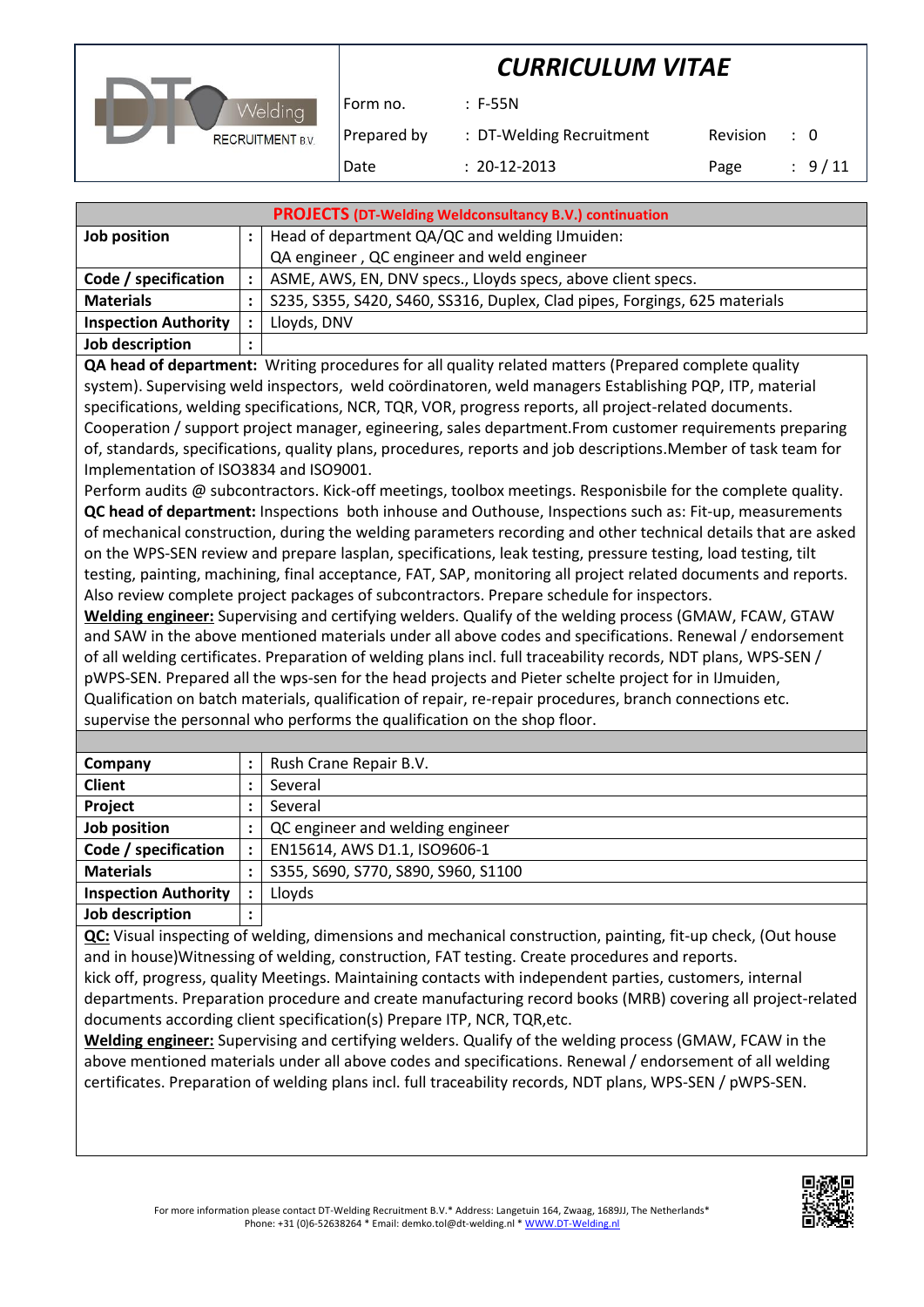**PROJECTS (DT-Welding Weldconsultancy B.V.) continuation**

| | | |
|---|---|---|
| **Job position** | : | Head of department QA/QC and welding IJmuiden: QA engineer , QC engineer and weld engineer |
| **Code / specification** | : | ASME, AWS, EN, DNV specs., Lloyds specs, above client specs. |
| **Materials** | : | S235, S355, S420, S460, SS316, Duplex, Clad pipes, Forgings, 625 materials |
| **Inspection Authority** | : | Lloyds, DNV |
| **Job description** | : | |

**QA head of department:** Writing procedures for all quality related matters (Prepared complete quality system). Supervising weld inspectors, weld coördinatoren, weld managers Establishing PQP, ITP, material specifications, welding specifications, NCR, TQR, VOR, progress reports, all project-related documents. Cooperation / support project manager, egineering, sales department.From customer requirements preparing of, standards, specifications, quality plans, procedures, reports and job descriptions.Member of task team for Implementation of ISO3834 and ISO9001.
Perform audits @ subcontractors. Kick-off meetings, toolbox meetings. Responisbile for the complete quality.
**QC head of department:** Inspections both inhouse and Outhouse, Inspections such as: Fit-up, measurements of mechanical construction, during the welding parameters recording and other technical details that are asked on the WPS-SEN review and prepare lasplan, specifications, leak testing, pressure testing, load testing, tilt testing, painting, machining, final acceptance, FAT, SAP, monitoring all project related documents and reports. Also review complete project packages of subcontractors. Prepare schedule for inspectors.
**Welding engineer:** Supervising and certifying welders. Qualify of the welding process (GMAW, FCAW, GTAW and SAW in the above mentioned materials under all above codes and specifications. Renewal / endorsement of all welding certificates. Preparation of welding plans incl. full traceability records, NDT plans, WPS-SEN / pWPS-SEN. Prepared all the wps-sen for the head projects and Pieter schelte project for in IJmuiden, Qualification on batch materials, qualification of repair, re-repair procedures, branch connections etc. supervise the personnal who performs the qualification on the shop floor.

| | | |
|---|---|---|
| **Company** | : | Rush Crane Repair B.V. |
| **Client** | : | Several |
| **Project** | : | Several |
| **Job position** | : | QC engineer and welding engineer |
| **Code / specification** | : | EN15614, AWS D1.1, ISO9606-1 |
| **Materials** | : | S355, S690, S770, S890, S960, S1100 |
| **Inspection Authority** | : | Lloyds |
| **Job description** | : | |

**QC:** Visual inspecting of welding, dimensions and mechanical construction, painting, fit-up check, (Out house and in house)Witnessing of welding, construction, FAT testing. Create procedures and reports.
kick off, progress, quality Meetings. Maintaining contacts with independent parties, customers, internal departments. Preparation procedure and create manufacturing record books (MRB) covering all project-related documents according client specification(s) Prepare ITP, NCR, TQR,etc.
**Welding engineer:** Supervising and certifying welders. Qualify of the welding process (GMAW, FCAW in the above mentioned materials under all above codes and specifications. Renewal / endorsement of all welding certificates. Preparation of welding plans incl. full traceability records, NDT plans, WPS-SEN / pWPS-SEN.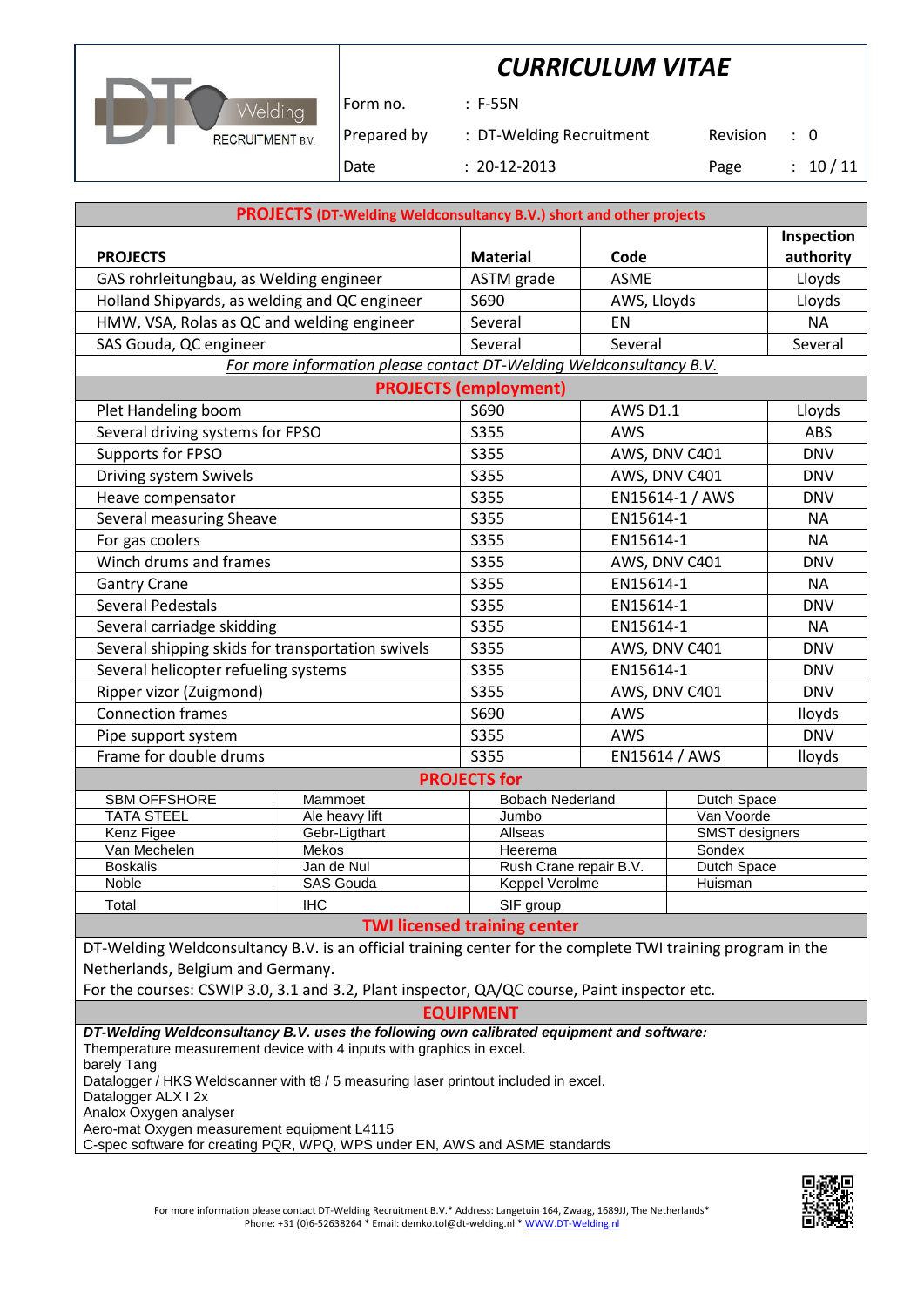# CURRICULUM VITAE

| Form no. | : F-55N | | |
|---|---|---|---|
| Prepared by | : DT-Welding Recruitment | Revision | : 0 |
| Date | : 20-12-2013 | Page | : 10 / 11 |

## PROJECTS (DT-Welding Weldconsultancy B.V.) short and other projects

| PROJECTS | Material | Code | Inspection authority |
|---|---|---|---|
| GAS rohrleitungbau, as Welding engineer | ASTM grade | ASME | Lloyds |
| Holland Shipyards, as welding and QC engineer | S690 | AWS, Lloyds | Lloyds |
| HMW, VSA, Rolas as QC and welding engineer | Several | EN | NA |
| SAS Gouda, QC engineer | Several | Several | Several |

*For more information please contact DT-Welding Weldconsultancy B.V.*

## PROJECTS (employment)

| PROJECTS | Material | Code | Inspection authority |
|---|---|---|---|
| Plet Handeling boom | S690 | AWS D1.1 | Lloyds |
| Several driving systems for FPSO | S355 | AWS | ABS |
| Supports for FPSO | S355 | AWS, DNV C401 | DNV |
| Driving system Swivels | S355 | AWS, DNV C401 | DNV |
| Heave compensator | S355 | EN15614-1 / AWS | DNV |
| Several measuring Sheave | S355 | EN15614-1 | NA |
| For gas coolers | S355 | EN15614-1 | NA |
| Winch drums and frames | S355 | AWS, DNV C401 | DNV |
| Gantry Crane | S355 | EN15614-1 | NA |
| Several Pedestals | S355 | EN15614-1 | DNV |
| Several carriadge skidding | S355 | EN15614-1 | NA |
| Several shipping skids for transportation swivels | S355 | AWS, DNV C401 | DNV |
| Several helicopter refueling systems | S355 | EN15614-1 | DNV |
| Ripper vizor (Zuigmond) | S355 | AWS, DNV C401 | DNV |
| Connection frames | S690 | AWS | lloyds |
| Pipe support system | S355 | AWS | DNV |
| Frame for double drums | S355 | EN15614 / AWS | lloyds |

## PROJECTS for

| | | | |
|---|---|---|---|
| SBM OFFSHORE | Mammoet | Bobach Nederland | Dutch Space |
| TATA STEEL | Ale heavy lift | Jumbo | Van Voorde |
| Kenz Figee | Gebr-Ligthart | Allseas | SMST designers |
| Van Mechelen | Mekos | Heerema | Sondex |
| Boskalis | Jan de Nul | Rush Crane repair B.V. | Dutch Space |
| Noble | SAS Gouda | Keppel Verolme | Huisman |
| Total | IHC | SIF group | |

## TWI licensed training center

DT-Welding Weldconsultancy B.V. is an official training center for the complete TWI training program in the Netherlands, Belgium and Germany.
For the courses: CSWIP 3.0, 3.1 and 3.2, Plant inspector, QA/QC course, Paint inspector etc.

## EQUIPMENT

***DT-Welding Weldconsultancy B.V. uses the following own calibrated equipment and software:***

Themperature measurement device with 4 inputs with graphics in excel.
barely Tang
Datalogger / HKS Weldscanner with t8 / 5 measuring laser printout included in excel.
Datalogger ALX I 2x
Analox Oxygen analyser
Aero-mat Oxygen measurement equipment L4115
C-spec software for creating PQR, WPQ, WPS under EN, AWS and ASME standards

For more information please contact DT-Welding Recruitment B.V.* Address: Langetuin 164, Zwaag, 1689JJ, The Netherlands* Phone: +31 (0)6-52638264 * Email: demko.tol@dt-welding.nl * WWW.DT-Welding.nl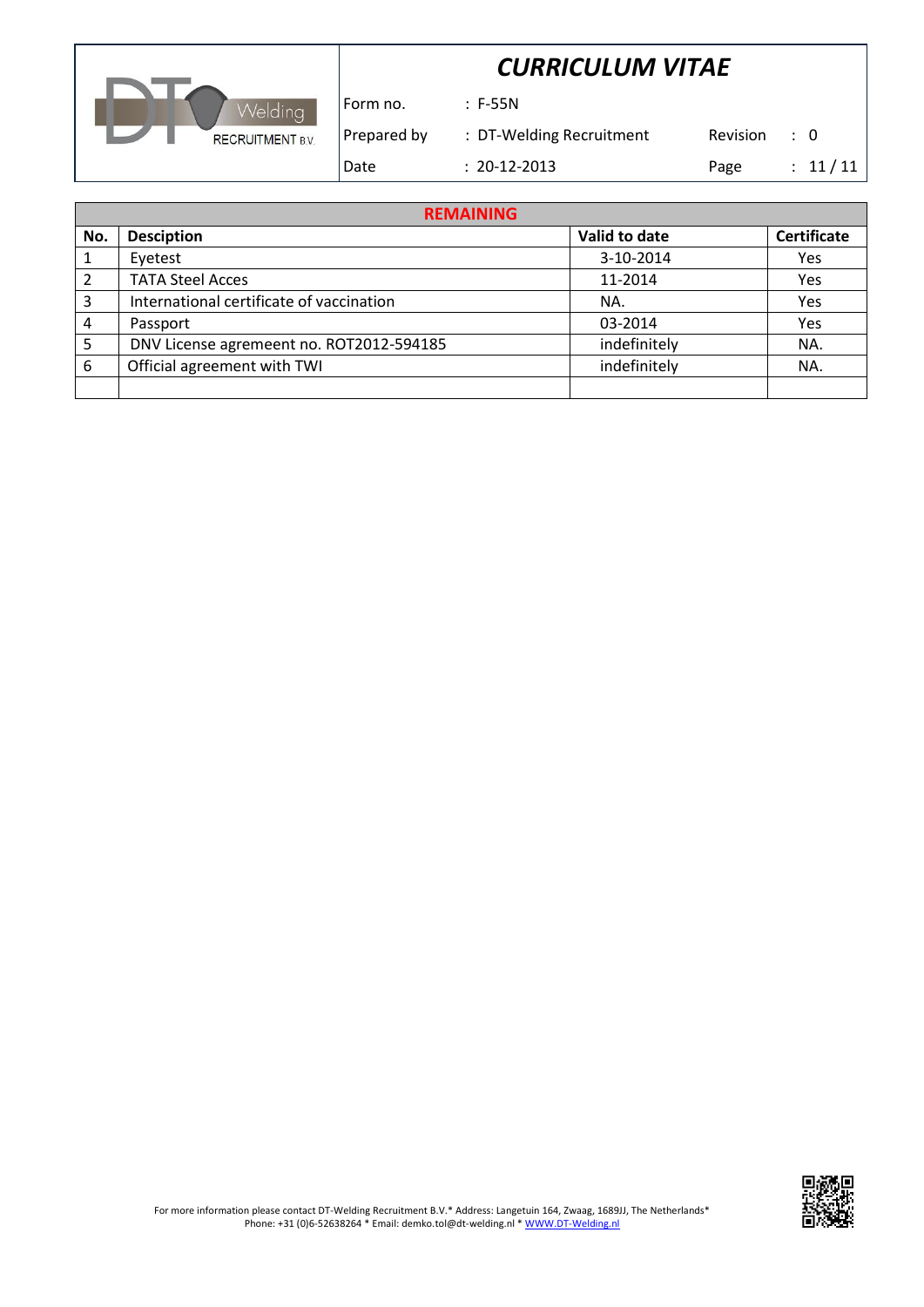## REMAINING

| No. | Desciption | Valid to date | Certificate |
|---|---|---|---|
| 1 | Eyetest | 3-10-2014 | Yes |
| 2 | TATA Steel Acces | 11-2014 | Yes |
| 3 | International certificate of vaccination | NA. | Yes |
| 4 | Passport | 03-2014 | Yes |
| 5 | DNV License agremeent no. ROT2012-594185 | indefinitely | NA. |
| 6 | Official agreement with TWI | indefinitely | NA. |
| | | | |